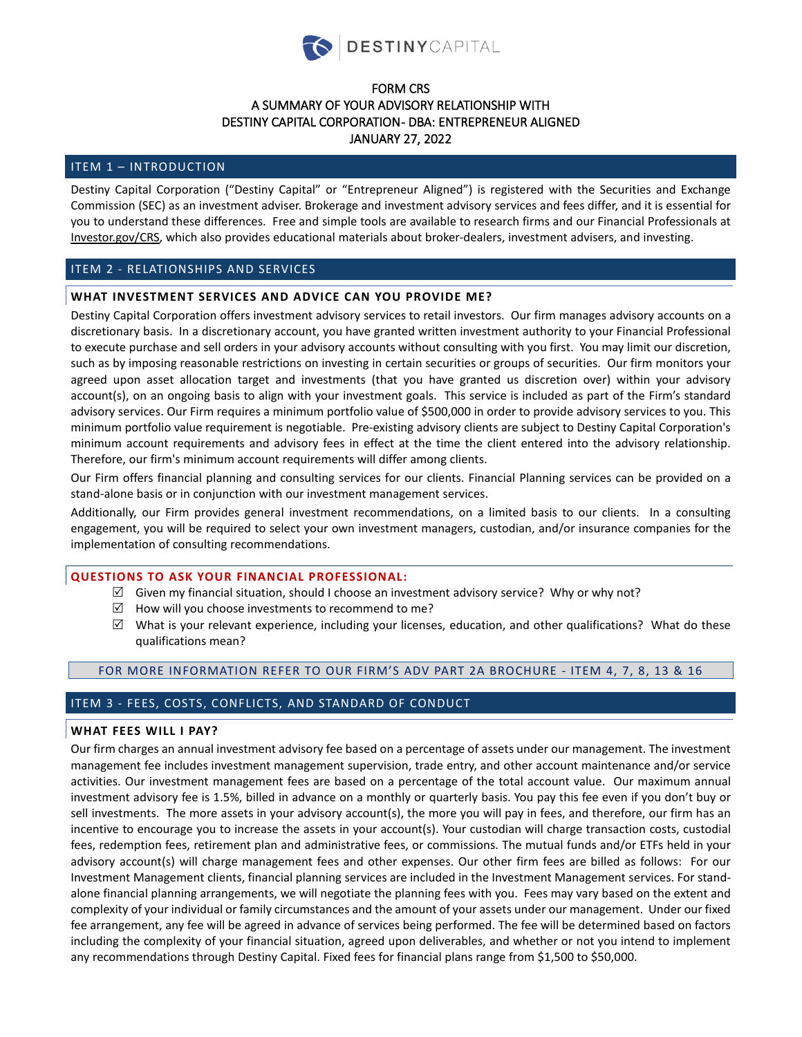DESTINYCAPITAL

# FORM CRS
## A SUMMARY OF YOUR ADVISORY RELATIONSHIP WITH DESTINY CAPITAL CORPORATION- DBA: ENTREPRENEUR ALIGNED
JANUARY 27, 2022

## ITEM 1 – INTRODUCTION

Destiny Capital Corporation ("Destiny Capital" or "Entrepreneur Aligned") is registered with the Securities and Exchange Commission (SEC) as an investment adviser. Brokerage and investment advisory services and fees differ, and it is essential for you to understand these differences. Free and simple tools are available to research firms and our Financial Professionals at Investor.gov/CRS, which also provides educational materials about broker-dealers, investment advisers, and investing.

## ITEM 2 - RELATIONSHIPS AND SERVICES

### WHAT INVESTMENT SERVICES AND ADVICE CAN YOU PROVIDE ME?

Destiny Capital Corporation offers investment advisory services to retail investors. Our firm manages advisory accounts on a discretionary basis. In a discretionary account, you have granted written investment authority to your Financial Professional to execute purchase and sell orders in your advisory accounts without consulting with you first. You may limit our discretion, such as by imposing reasonable restrictions on investing in certain securities or groups of securities. Our firm monitors your agreed upon asset allocation target and investments (that you have granted us discretion over) within your advisory account(s), on an ongoing basis to align with your investment goals. This service is included as part of the Firm's standard advisory services. Our Firm requires a minimum portfolio value of $500,000 in order to provide advisory services to you. This minimum portfolio value requirement is negotiable. Pre-existing advisory clients are subject to Destiny Capital Corporation's minimum account requirements and advisory fees in effect at the time the client entered into the advisory relationship. Therefore, our firm's minimum account requirements will differ among clients.

Our Firm offers financial planning and consulting services for our clients. Financial Planning services can be provided on a stand-alone basis or in conjunction with our investment management services.

Additionally, our Firm provides general investment recommendations, on a limited basis to our clients. In a consulting engagement, you will be required to select your own investment managers, custodian, and/or insurance companies for the implementation of consulting recommendations.

### QUESTIONS TO ASK YOUR FINANCIAL PROFESSIONAL:

- ☑ Given my financial situation, should I choose an investment advisory service? Why or why not?
- ☑ How will you choose investments to recommend to me?
- ☑ What is your relevant experience, including your licenses, education, and other qualifications? What do these qualifications mean?

FOR MORE INFORMATION REFER TO OUR FIRM'S ADV PART 2A BROCHURE - ITEM 4, 7, 8, 13 & 16

## ITEM 3 - FEES, COSTS, CONFLICTS, AND STANDARD OF CONDUCT

### WHAT FEES WILL I PAY?

Our firm charges an annual investment advisory fee based on a percentage of assets under our management. The investment management fee includes investment management supervision, trade entry, and other account maintenance and/or service activities. Our investment management fees are based on a percentage of the total account value. Our maximum annual investment advisory fee is 1.5%, billed in advance on a monthly or quarterly basis. You pay this fee even if you don't buy or sell investments. The more assets in your advisory account(s), the more you will pay in fees, and therefore, our firm has an incentive to encourage you to increase the assets in your account(s). Your custodian will charge transaction costs, custodial fees, redemption fees, retirement plan and administrative fees, or commissions. The mutual funds and/or ETFs held in your advisory account(s) will charge management fees and other expenses. Our other firm fees are billed as follows: For our Investment Management clients, financial planning services are included in the Investment Management services. For stand-alone financial planning arrangements, we will negotiate the planning fees with you. Fees may vary based on the extent and complexity of your individual or family circumstances and the amount of your assets under our management. Under our fixed fee arrangement, any fee will be agreed in advance of services being performed. The fee will be determined based on factors including the complexity of your financial situation, agreed upon deliverables, and whether or not you intend to implement any recommendations through Destiny Capital. Fixed fees for financial plans range from $1,500 to $50,000.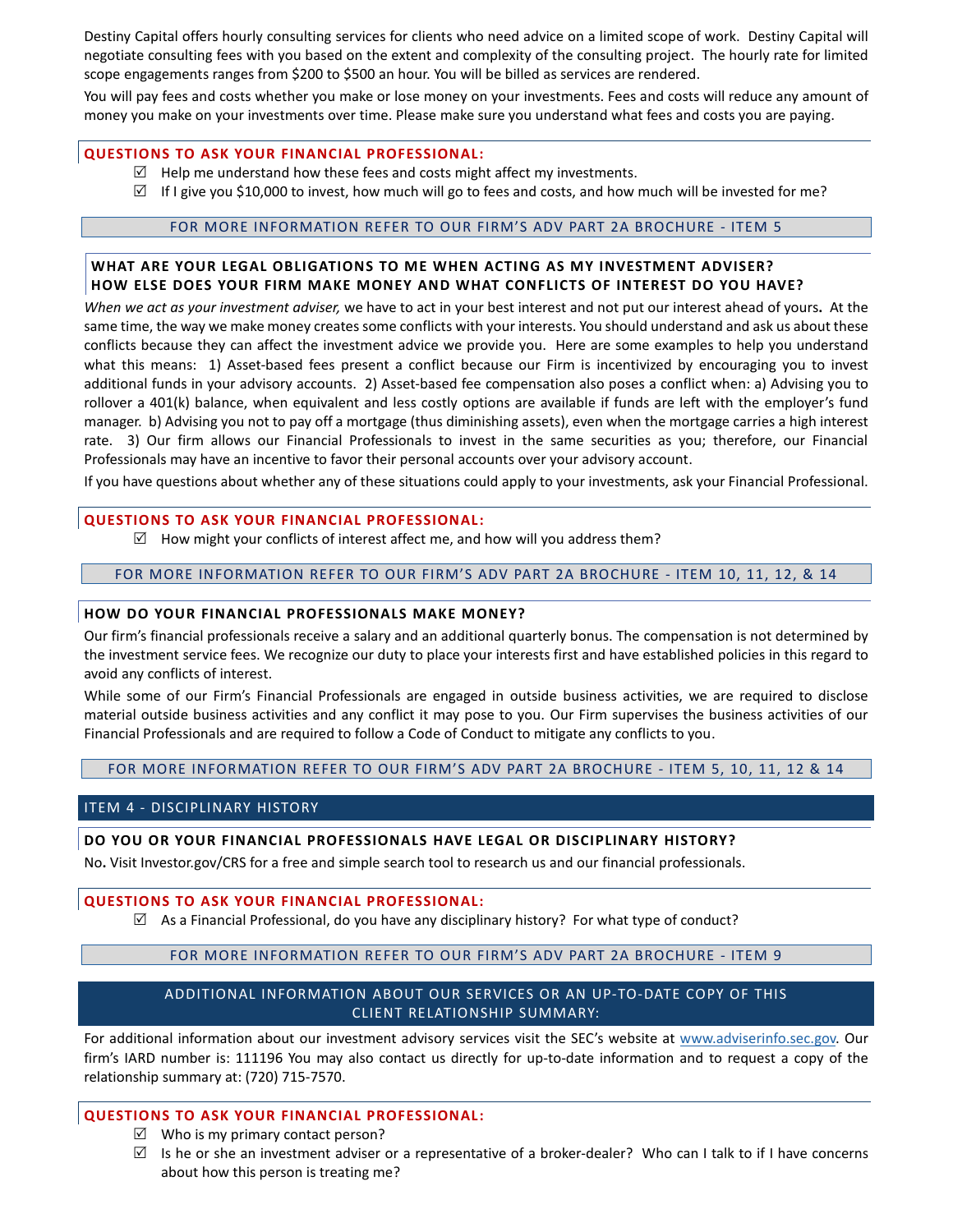Destiny Capital offers hourly consulting services for clients who need advice on a limited scope of work. Destiny Capital will negotiate consulting fees with you based on the extent and complexity of the consulting project. The hourly rate for limited scope engagements ranges from $200 to $500 an hour. You will be billed as services are rendered.

You will pay fees and costs whether you make or lose money on your investments. Fees and costs will reduce any amount of money you make on your investments over time. Please make sure you understand what fees and costs you are paying.

**QUESTIONS TO ASK YOUR FINANCIAL PROFESSIONAL:**

- ☑ Help me understand how these fees and costs might affect my investments.
- ☑ If I give you $10,000 to invest, how much will go to fees and costs, and how much will be invested for me?

FOR MORE INFORMATION REFER TO OUR FIRM'S ADV PART 2A BROCHURE - ITEM 5

**WHAT ARE YOUR LEGAL OBLIGATIONS TO ME WHEN ACTING AS MY INVESTMENT ADVISER? HOW ELSE DOES YOUR FIRM MAKE MONEY AND WHAT CONFLICTS OF INTEREST DO YOU HAVE?**

*When we act as your investment adviser,* we have to act in your best interest and not put our interest ahead of yours**.** At the same time, the way we make money creates some conflicts with your interests. You should understand and ask us about these conflicts because they can affect the investment advice we provide you. Here are some examples to help you understand what this means: 1) Asset-based fees present a conflict because our Firm is incentivized by encouraging you to invest additional funds in your advisory accounts. 2) Asset-based fee compensation also poses a conflict when: a) Advising you to rollover a 401(k) balance, when equivalent and less costly options are available if funds are left with the employer's fund manager. b) Advising you not to pay off a mortgage (thus diminishing assets), even when the mortgage carries a high interest rate. 3) Our firm allows our Financial Professionals to invest in the same securities as you; therefore, our Financial Professionals may have an incentive to favor their personal accounts over your advisory account.

If you have questions about whether any of these situations could apply to your investments, ask your Financial Professional.

**QUESTIONS TO ASK YOUR FINANCIAL PROFESSIONAL:**

- ☑ How might your conflicts of interest affect me, and how will you address them?

FOR MORE INFORMATION REFER TO OUR FIRM'S ADV PART 2A BROCHURE - ITEM 10, 11, 12, & 14

**HOW DO YOUR FINANCIAL PROFESSIONALS MAKE MONEY?**

Our firm's financial professionals receive a salary and an additional quarterly bonus. The compensation is not determined by the investment service fees. We recognize our duty to place your interests first and have established policies in this regard to avoid any conflicts of interest.

While some of our Firm's Financial Professionals are engaged in outside business activities, we are required to disclose material outside business activities and any conflict it may pose to you. Our Firm supervises the business activities of our Financial Professionals and are required to follow a Code of Conduct to mitigate any conflicts to you.

FOR MORE INFORMATION REFER TO OUR FIRM'S ADV PART 2A BROCHURE - ITEM 5, 10, 11, 12 & 14

## ITEM 4 - DISCIPLINARY HISTORY

**DO YOU OR YOUR FINANCIAL PROFESSIONALS HAVE LEGAL OR DISCIPLINARY HISTORY?**

No**.** Visit Investor.gov/CRS for a free and simple search tool to research us and our financial professionals.

**QUESTIONS TO ASK YOUR FINANCIAL PROFESSIONAL:**

- ☑ As a Financial Professional, do you have any disciplinary history? For what type of conduct?

FOR MORE INFORMATION REFER TO OUR FIRM'S ADV PART 2A BROCHURE - ITEM 9

## ADDITIONAL INFORMATION ABOUT OUR SERVICES OR AN UP-TO-DATE COPY OF THIS CLIENT RELATIONSHIP SUMMARY:

For additional information about our investment advisory services visit the SEC's website at www.adviserinfo.sec.gov. Our firm's IARD number is: 111196 You may also contact us directly for up-to-date information and to request a copy of the relationship summary at: (720) 715-7570.

**QUESTIONS TO ASK YOUR FINANCIAL PROFESSIONAL:**

- ☑ Who is my primary contact person?
- ☑ Is he or she an investment adviser or a representative of a broker-dealer? Who can I talk to if I have concerns about how this person is treating me?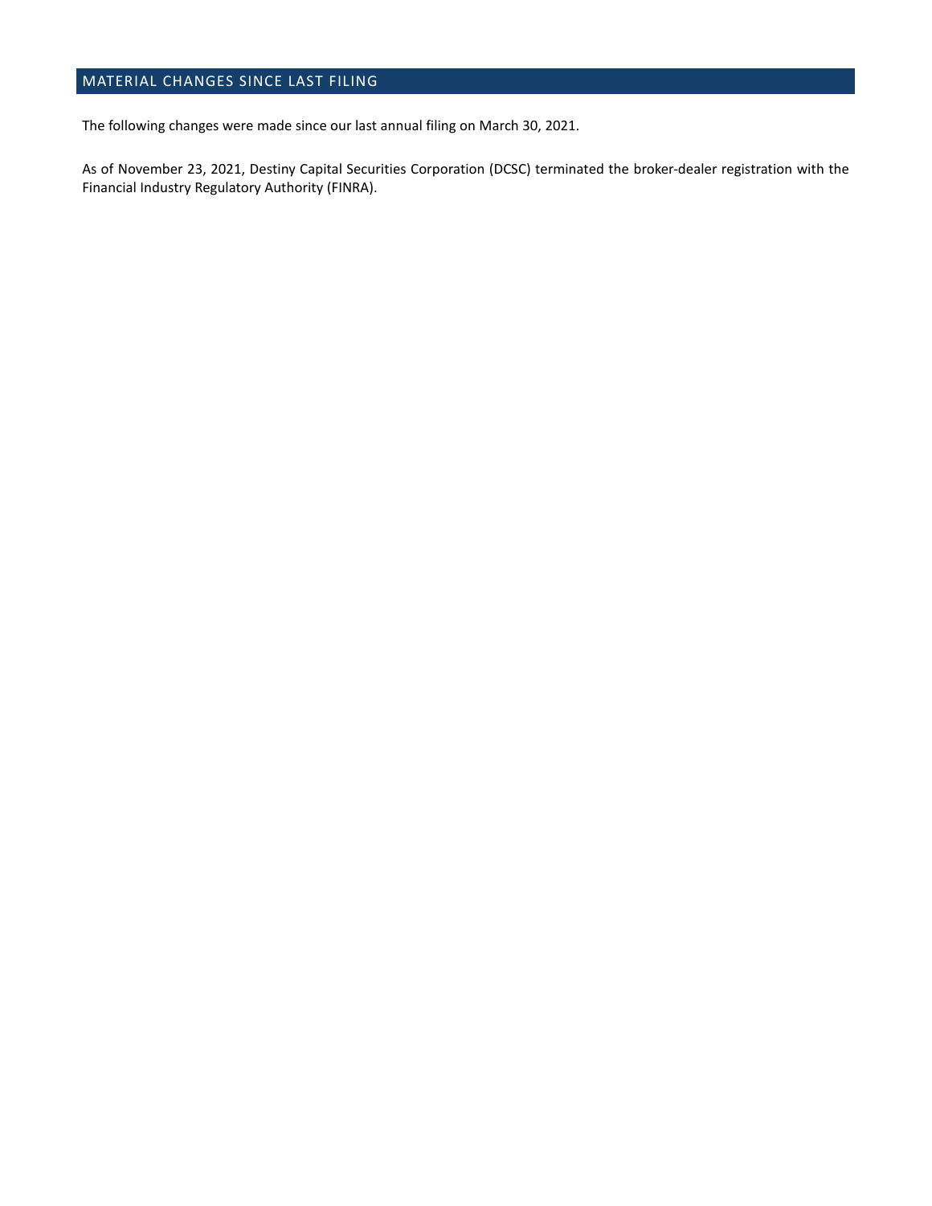## MATERIAL CHANGES SINCE LAST FILING

The following changes were made since our last annual filing on March 30, 2021.

As of November 23, 2021, Destiny Capital Securities Corporation (DCSC) terminated the broker-dealer registration with the Financial Industry Regulatory Authority (FINRA).